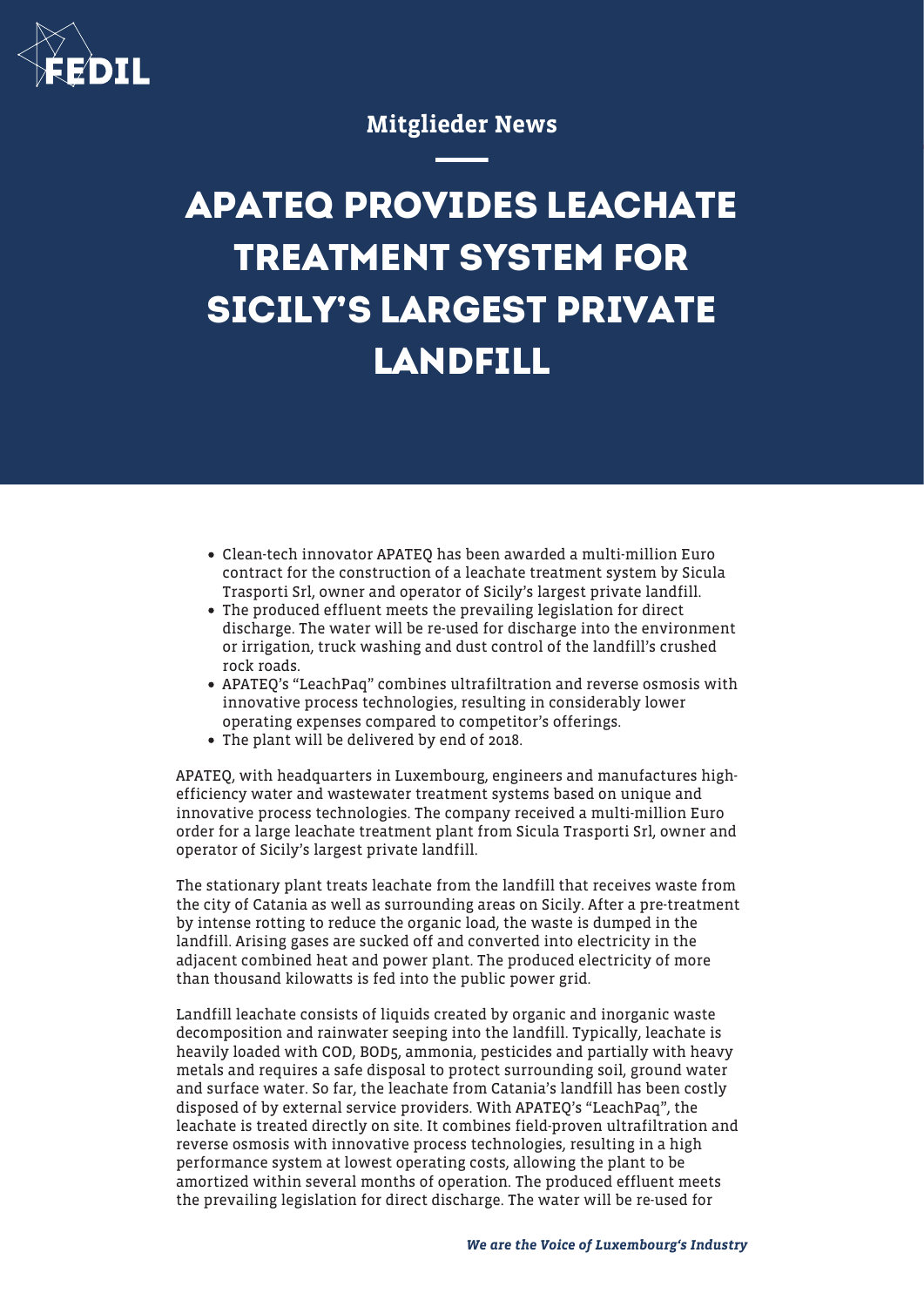Mitglieder News

# APATEQ PROVIDES LEACHATE TREATMENT SYSTEM FOR SICILY'S LARGEST PRIVATE LANDFILL

- Clean-tech innovator APATEQ has been awarded a multi-million Euro contract for the construction of a leachate treatment system by Sicula Trasporti Srl, owner and operator of Sicily's largest private landfill.
- The produced effluent meets the prevailing legislation for direct discharge. The water will be re-used for discharge into the environment or irrigation, truck washing and dust control of the landfill's crushed rock roads.
- APATEQ's "LeachPaq" combines ultrafiltration and reverse osmosis with innovative process technologies, resulting in considerably lower operating expenses compared to competitor's offerings.
- The plant will be delivered by end of 2018.

APATEQ, with headquarters in Luxembourg, engineers and manufactures high-efficiency water and wastewater treatment systems based on unique and innovative process technologies. The company received a multi-million Euro order for a large leachate treatment plant from Sicula Trasporti Srl, owner and operator of Sicily's largest private landfill.

The stationary plant treats leachate from the landfill that receives waste from the city of Catania as well as surrounding areas on Sicily. After a pre-treatment by intense rotting to reduce the organic load, the waste is dumped in the landfill. Arising gases are sucked off and converted into electricity in the adjacent combined heat and power plant. The produced electricity of more than thousand kilowatts is fed into the public power grid.

Landfill leachate consists of liquids created by organic and inorganic waste decomposition and rainwater seeping into the landfill. Typically, leachate is heavily loaded with COD, $BOD_5$, ammonia, pesticides and partially with heavy metals and requires a safe disposal to protect surrounding soil, ground water and surface water. So far, the leachate from Catania's landfill has been costly disposed of by external service providers. With APATEQ's "LeachPaq", the leachate is treated directly on site. It combines field-proven ultrafiltration and reverse osmosis with innovative process technologies, resulting in a high performance system at lowest operating costs, allowing the plant to be amortized within several months of operation. The produced effluent meets the prevailing legislation for direct discharge. The water will be re-used for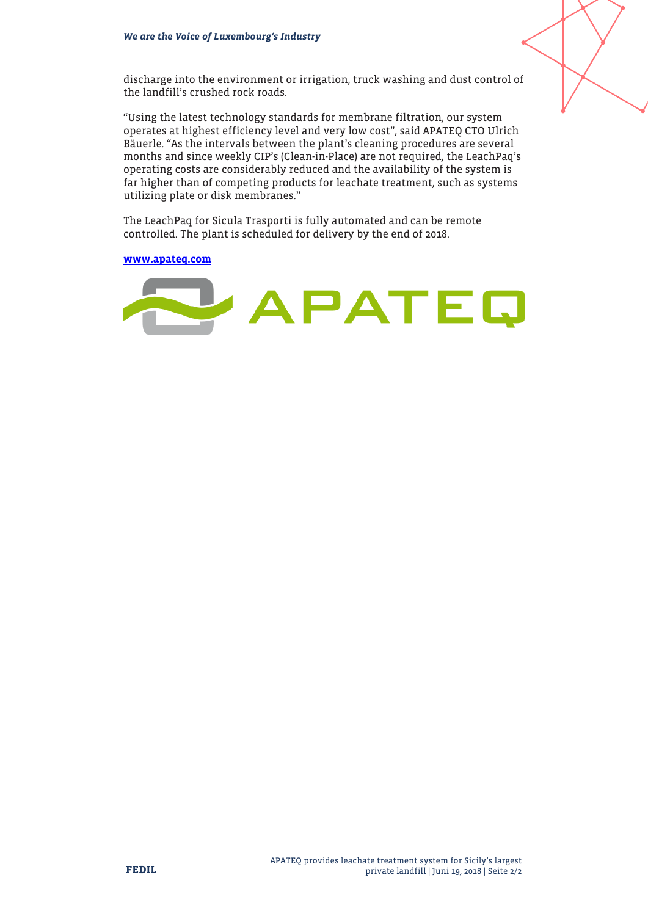discharge into the environment or irrigation, truck washing and dust control of the landfill's crushed rock roads.

"Using the latest technology standards for membrane filtration, our system operates at highest efficiency level and very low cost", said APATEQ CTO Ulrich Bäuerle. "As the intervals between the plant's cleaning procedures are several months and since weekly CIP's (Clean-in-Place) are not required, the LeachPaq's operating costs are considerably reduced and the availability of the system is far higher than of competing products for leachate treatment, such as systems utilizing plate or disk membranes."

The LeachPaq for Sicula Trasporti is fully automated and can be remote controlled. The plant is scheduled for delivery by the end of 2018.

**www.apateq.com**

APATEQ